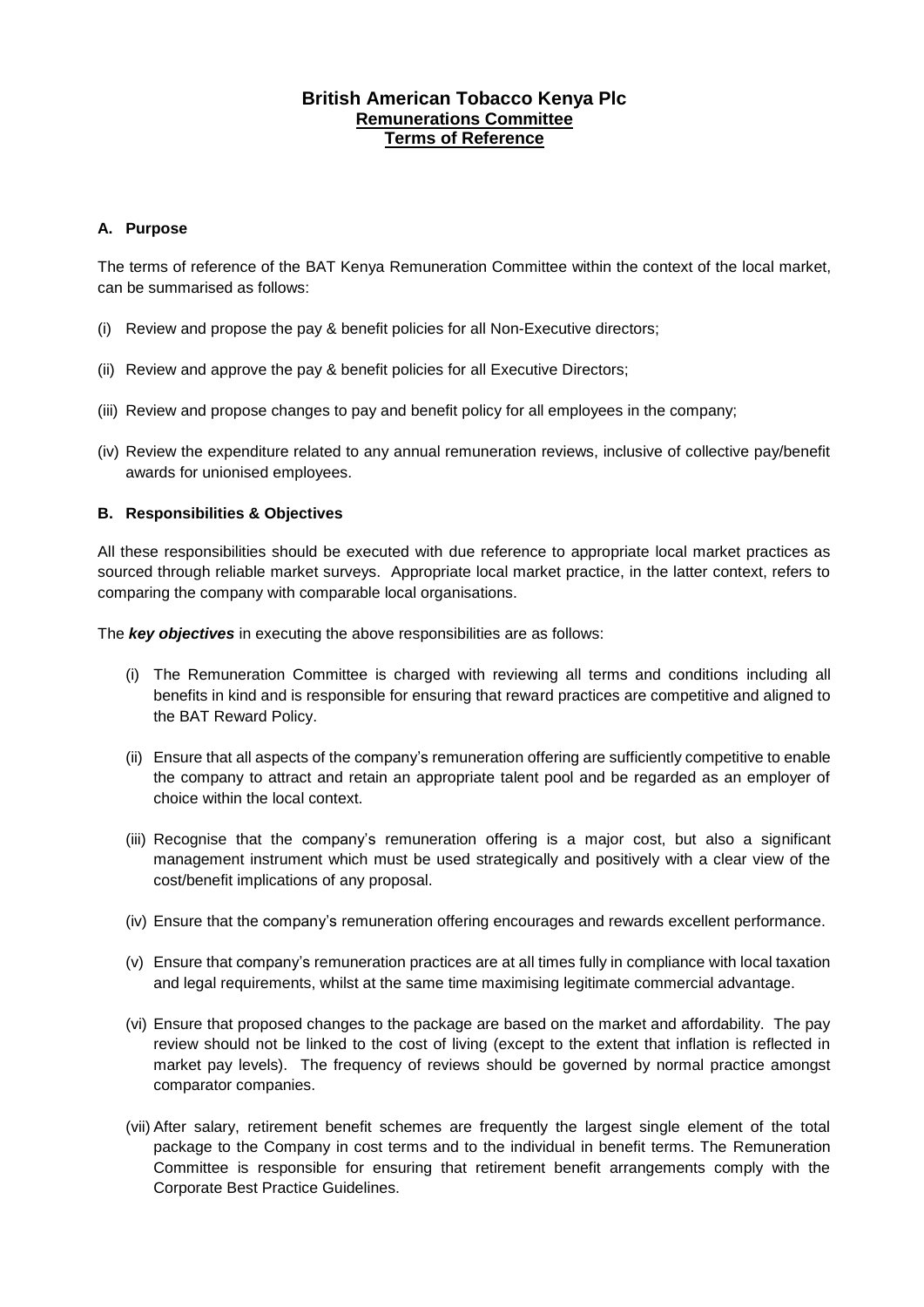# British American Tobacco Kenya Plc

## Remunerations Committee

## Terms of Reference

### A. Purpose

The terms of reference of the BAT Kenya Remuneration Committee within the context of the local market, can be summarised as follows:

(i) Review and propose the pay & benefit policies for all Non-Executive directors;

(ii) Review and approve the pay & benefit policies for all Executive Directors;

(iii) Review and propose changes to pay and benefit policy for all employees in the company;

(iv) Review the expenditure related to any annual remuneration reviews, inclusive of collective pay/benefit awards for unionised employees.

### B. Responsibilities & Objectives

All these responsibilities should be executed with due reference to appropriate local market practices as sourced through reliable market surveys. Appropriate local market practice, in the latter context, refers to comparing the company with comparable local organisations.

The ***key objectives*** in executing the above responsibilities are as follows:

(i) The Remuneration Committee is charged with reviewing all terms and conditions including all benefits in kind and is responsible for ensuring that reward practices are competitive and aligned to the BAT Reward Policy.

(ii) Ensure that all aspects of the company's remuneration offering are sufficiently competitive to enable the company to attract and retain an appropriate talent pool and be regarded as an employer of choice within the local context.

(iii) Recognise that the company's remuneration offering is a major cost, but also a significant management instrument which must be used strategically and positively with a clear view of the cost/benefit implications of any proposal.

(iv) Ensure that the company's remuneration offering encourages and rewards excellent performance.

(v) Ensure that company's remuneration practices are at all times fully in compliance with local taxation and legal requirements, whilst at the same time maximising legitimate commercial advantage.

(vi) Ensure that proposed changes to the package are based on the market and affordability. The pay review should not be linked to the cost of living (except to the extent that inflation is reflected in market pay levels). The frequency of reviews should be governed by normal practice amongst comparator companies.

(vii) After salary, retirement benefit schemes are frequently the largest single element of the total package to the Company in cost terms and to the individual in benefit terms. The Remuneration Committee is responsible for ensuring that retirement benefit arrangements comply with the Corporate Best Practice Guidelines.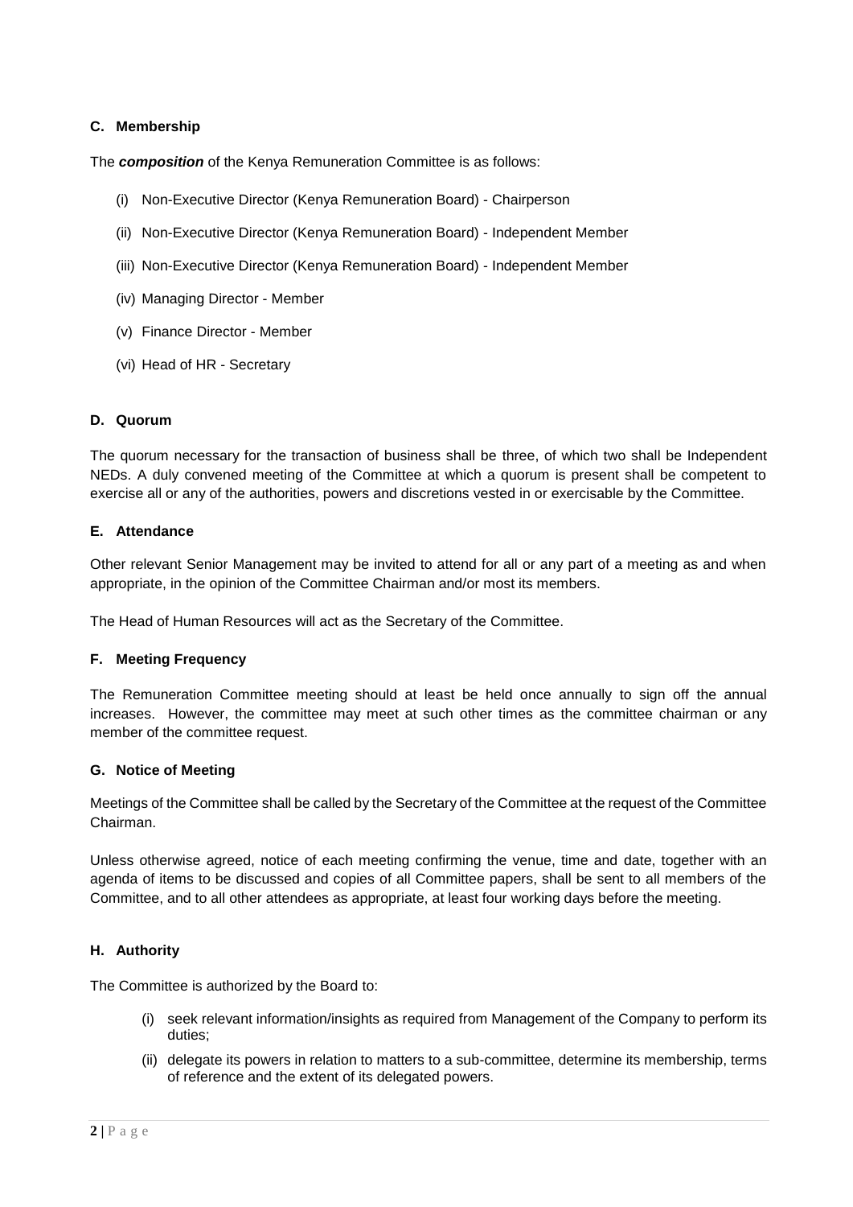### C. Membership

The ***composition*** of the Kenya Remuneration Committee is as follows:

(i) Non-Executive Director (Kenya Remuneration Board) - Chairperson

(ii) Non-Executive Director (Kenya Remuneration Board) - Independent Member

(iii) Non-Executive Director (Kenya Remuneration Board) - Independent Member

(iv) Managing Director - Member

(v) Finance Director - Member

(vi) Head of HR - Secretary

### D. Quorum

The quorum necessary for the transaction of business shall be three, of which two shall be Independent NEDs. A duly convened meeting of the Committee at which a quorum is present shall be competent to exercise all or any of the authorities, powers and discretions vested in or exercisable by the Committee.

### E. Attendance

Other relevant Senior Management may be invited to attend for all or any part of a meeting as and when appropriate, in the opinion of the Committee Chairman and/or most its members.

The Head of Human Resources will act as the Secretary of the Committee.

### F. Meeting Frequency

The Remuneration Committee meeting should at least be held once annually to sign off the annual increases. However, the committee may meet at such other times as the committee chairman or any member of the committee request.

### G. Notice of Meeting

Meetings of the Committee shall be called by the Secretary of the Committee at the request of the Committee Chairman.

Unless otherwise agreed, notice of each meeting confirming the venue, time and date, together with an agenda of items to be discussed and copies of all Committee papers, shall be sent to all members of the Committee, and to all other attendees as appropriate, at least four working days before the meeting.

### H. Authority

The Committee is authorized by the Board to:

(i) seek relevant information/insights as required from Management of the Company to perform its duties;

(ii) delegate its powers in relation to matters to a sub-committee, determine its membership, terms of reference and the extent of its delegated powers.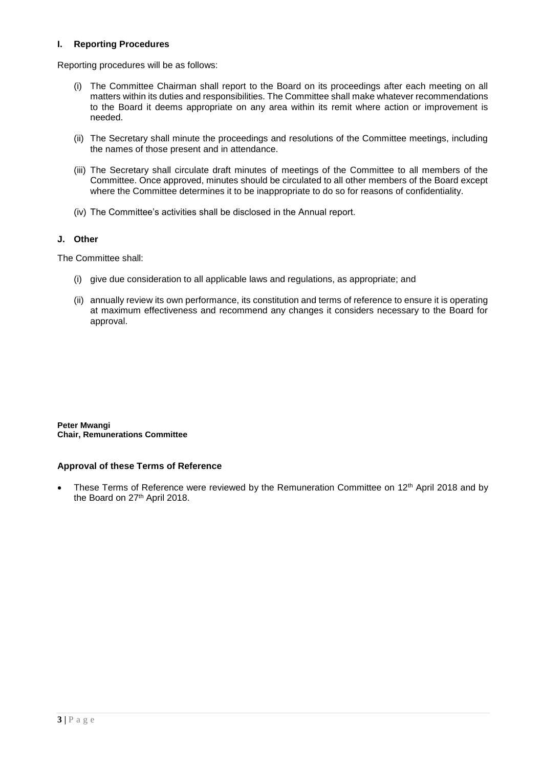## I. Reporting Procedures

Reporting procedures will be as follows:

(i) The Committee Chairman shall report to the Board on its proceedings after each meeting on all matters within its duties and responsibilities. The Committee shall make whatever recommendations to the Board it deems appropriate on any area within its remit where action or improvement is needed.

(ii) The Secretary shall minute the proceedings and resolutions of the Committee meetings, including the names of those present and in attendance.

(iii) The Secretary shall circulate draft minutes of meetings of the Committee to all members of the Committee. Once approved, minutes should be circulated to all other members of the Board except where the Committee determines it to be inappropriate to do so for reasons of confidentiality.

(iv) The Committee's activities shall be disclosed in the Annual report.

## J. Other

The Committee shall:

(i) give due consideration to all applicable laws and regulations, as appropriate; and

(ii) annually review its own performance, its constitution and terms of reference to ensure it is operating at maximum effectiveness and recommend any changes it considers necessary to the Board for approval.

**Peter Mwangi**
**Chair, Remunerations Committee**

### Approval of these Terms of Reference

- These Terms of Reference were reviewed by the Remuneration Committee on 12th April 2018 and by the Board on 27th April 2018.